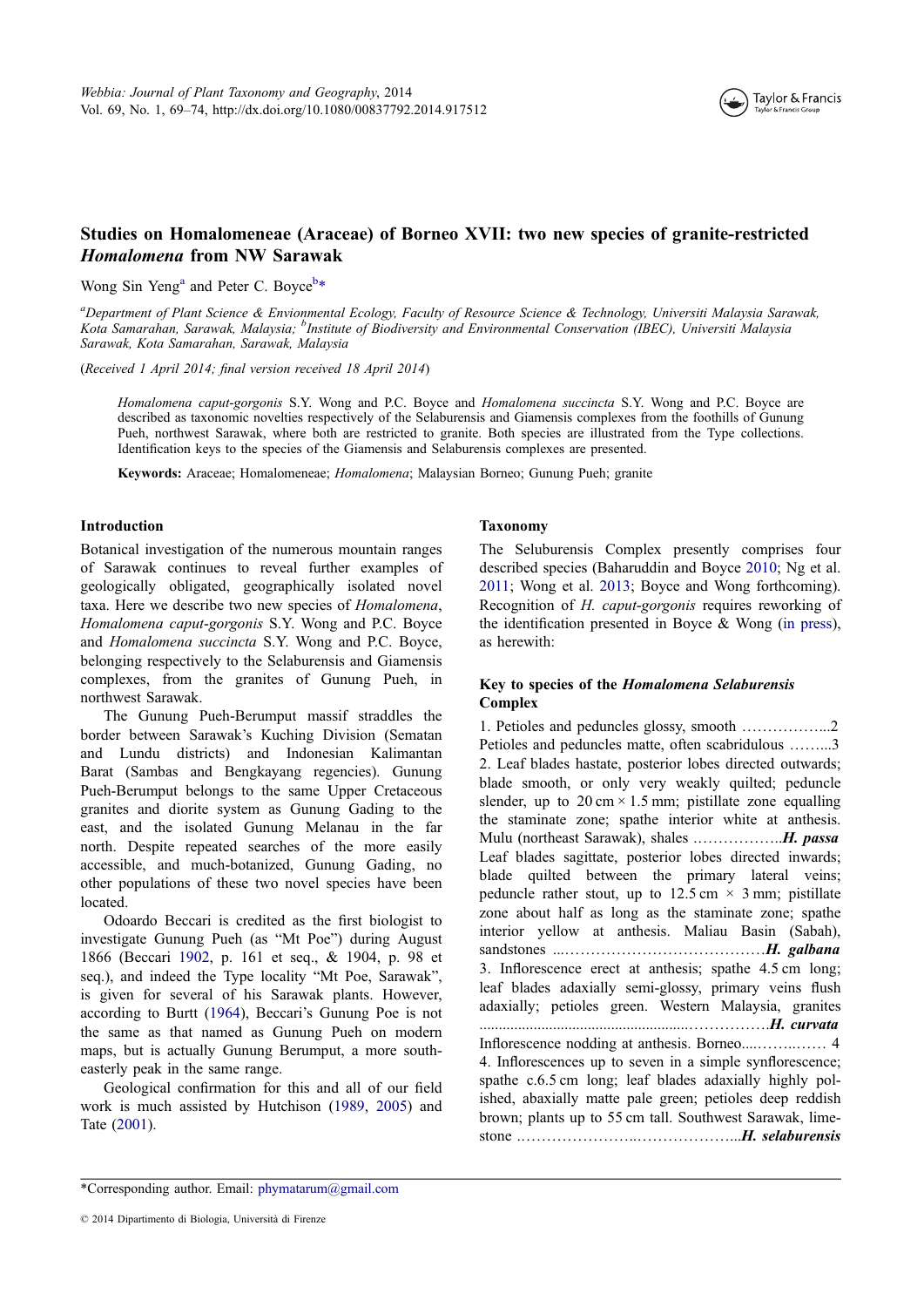# Studies on Homalomeneae (Araceae) of Borneo XVII: two new species of granite-restricted *Homalomena* from NW Sarawak

Wong Sin Yeng[a] and Peter C. Boyce[b]*

[a]Department of Plant Science & Envionmental Ecology, Faculty of Resource Science & Technology, Universiti Malaysia Sarawak, Kota Samarahan, Sarawak, Malaysia; [b]Institute of Biodiversity and Environmental Conservation (IBEC), Universiti Malaysia Sarawak, Kota Samarahan, Sarawak, Malaysia

(*Received 1 April 2014; final version received 18 April 2014*)

*Homalomena caput-gorgonis* S.Y. Wong and P.C. Boyce and *Homalomena succincta* S.Y. Wong and P.C. Boyce are described as taxonomic novelties respectively of the Selaburensis and Giamensis complexes from the foothills of Gunung Pueh, northwest Sarawak, where both are restricted to granite. Both species are illustrated from the Type collections. Identification keys to the species of the Giamensis and Selaburensis complexes are presented.

**Keywords:** Araceae; Homalomeneae; *Homalomena*; Malaysian Borneo; Gunung Pueh; granite

## Introduction

Botanical investigation of the numerous mountain ranges of Sarawak continues to reveal further examples of geologically obligated, geographically isolated novel taxa. Here we describe two new species of *Homalomena*, *Homalomena caput-gorgonis* S.Y. Wong and P.C. Boyce and *Homalomena succincta* S.Y. Wong and P.C. Boyce, belonging respectively to the Selaburensis and Giamensis complexes, from the granites of Gunung Pueh, in northwest Sarawak.

The Gunung Pueh-Berumput massif straddles the border between Sarawak's Kuching Division (Sematan and Lundu districts) and Indonesian Kalimantan Barat (Sambas and Bengkayang regencies). Gunung Pueh-Berumput belongs to the same Upper Cretaceous granites and diorite system as Gunung Gading to the east, and the isolated Gunung Melanau in the far north. Despite repeated searches of the more easily accessible, and much-botanized, Gunung Gading, no other populations of these two novel species have been located.

Odoardo Beccari is credited as the first biologist to investigate Gunung Pueh (as "Mt Poe") during August 1866 (Beccari 1902, p. 161 et seq., & 1904, p. 98 et seq.), and indeed the Type locality "Mt Poe, Sarawak", is given for several of his Sarawak plants. However, according to Burtt (1964), Beccari's Gunung Poe is not the same as that named as Gunung Pueh on modern maps, but is actually Gunung Berumput, a more south-easterly peak in the same range.

Geological confirmation for this and all of our field work is much assisted by Hutchison (1989, 2005) and Tate (2001).

## Taxonomy

The Seluburensis Complex presently comprises four described species (Baharuddin and Boyce 2010; Ng et al. 2011; Wong et al. 2013; Boyce and Wong forthcoming). Recognition of *H. caput-gorgonis* requires reworking of the identification presented in Boyce & Wong (in press), as herewith:

### Key to species of the *Homalomena Selaburensis* Complex

1. Petioles and peduncles glossy, smooth ……………...2
Petioles and peduncles matte, often scabridulous ……...3

2. Leaf blades hastate, posterior lobes directed outwards; blade smooth, or only very weakly quilted; peduncle slender, up to 20 cm × 1.5 mm; pistillate zone equalling the staminate zone; spathe interior white at anthesis. Mulu (northeast Sarawak), shales ……………..***H. passa***
Leaf blades sagittate, posterior lobes directed inwards; blade quilted between the primary lateral veins; peduncle rather stout, up to 12.5 cm × 3 mm; pistillate zone about half as long as the staminate zone; spathe interior yellow at anthesis. Maliau Basin (Sabah), sandstones ...…………………………………***H. galbana***

3. Inflorescence erect at anthesis; spathe 4.5 cm long; leaf blades adaxially semi-glossy, primary veins flush adaxially; petioles green. Western Malaysia, granites .....................................................……………***H. curvata***
Inflorescence nodding at anthesis. Borneo....……..…… 4

4. Inflorescences up to seven in a simple synflorescence; spathe c.6.5 cm long; leaf blades adaxially highly polished, abaxially matte pale green; petioles deep reddish brown; plants up to 55 cm tall. Southwest Sarawak, limestone ……………………..………………...***H. selaburensis***

*Corresponding author. Email: phymatarum@gmail.com

© 2014 Dipartimento di Biologia, Università di Firenze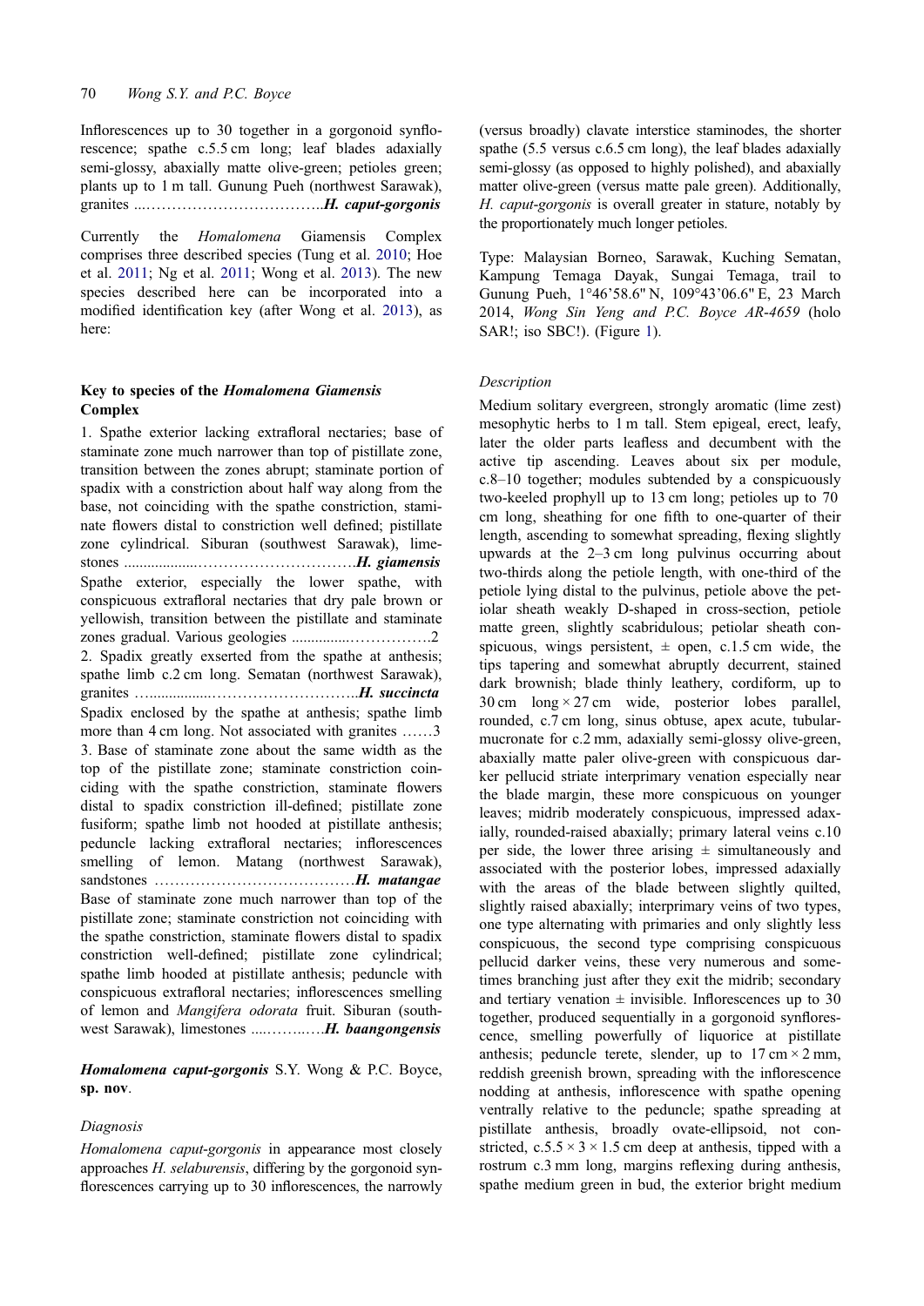Inflorescences up to 30 together in a gorgonoid synflorescence; spathe c.5.5 cm long; leaf blades adaxially semi-glossy, abaxially matte olive-green; petioles green; plants up to 1 m tall. Gunung Pueh (northwest Sarawak), granites ...………………………………..*H. caput-gorgonis*

Currently the *Homalomena* Giamensis Complex comprises three described species (Tung et al. 2010; Hoe et al. 2011; Ng et al. 2011; Wong et al. 2013). The new species described here can be incorporated into a modified identification key (after Wong et al. 2013), as here:

### Key to species of the *Homalomena Giamensis* Complex

1. Spathe exterior lacking extrafloral nectaries; base of staminate zone much narrower than top of pistillate zone, transition between the zones abrupt; staminate portion of spadix with a constriction about half way along from the base, not coinciding with the spathe constriction, staminate flowers distal to constriction well defined; pistillate zone cylindrical. Siburan (southwest Sarawak), limestones ..................…………………………*H. giamensis*
Spathe exterior, especially the lower spathe, with conspicuous extrafloral nectaries that dry pale brown or yellowish, transition between the pistillate and staminate zones gradual. Various geologies ..............…………….2
2. Spadix greatly exserted from the spathe at anthesis; spathe limb c.2 cm long. Sematan (northwest Sarawak), granites …...............………………………..*H. succincta*
Spadix enclosed by the spathe at anthesis; spathe limb more than 4 cm long. Not associated with granites ……3
3. Base of staminate zone about the same width as the top of the pistillate zone; staminate constriction coinciding with the spathe constriction, staminate flowers distal to spadix constriction ill-defined; pistillate zone fusiform; spathe limb not hooded at pistillate anthesis; peduncle lacking extrafloral nectaries; inflorescences smelling of lemon. Matang (northwest Sarawak), sandstones …………………………………*H. matangae*
Base of staminate zone much narrower than top of the pistillate zone; staminate constriction not coinciding with the spathe constriction, staminate flowers distal to spadix constriction well-defined; pistillate zone cylindrical; spathe limb hooded at pistillate anthesis; peduncle with conspicuous extrafloral nectaries; inflorescences smelling of lemon and *Mangifera odorata* fruit. Siburan (southwest Sarawak), limestones ....……..….*H. baangongensis*

## ***Homalomena caput-gorgonis*** **S.Y. Wong & P.C. Boyce, sp. nov.**

### *Diagnosis*

*Homalomena caput-gorgonis* in appearance most closely approaches *H. selaburensis*, differing by the gorgonoid synflorescences carrying up to 30 inflorescences, the narrowly (versus broadly) clavate interstice staminodes, the shorter spathe (5.5 versus c.6.5 cm long), the leaf blades adaxially semi-glossy (as opposed to highly polished), and abaxially matter olive-green (versus matte pale green). Additionally, *H. caput-gorgonis* is overall greater in stature, notably by the proportionately much longer petioles.

Type: Malaysian Borneo, Sarawak, Kuching Sematan, Kampung Temaga Dayak, Sungai Temaga, trail to Gunung Pueh, 1°46'58.6" N, 109°43'06.6" E, 23 March 2014, *Wong Sin Yeng and P.C. Boyce AR-4659* (holo SAR!; iso SBC!). (Figure 1).

### *Description*

Medium solitary evergreen, strongly aromatic (lime zest) mesophytic herbs to 1 m tall. Stem epigeal, erect, leafy, later the older parts leafless and decumbent with the active tip ascending. Leaves about six per module, c.8–10 together; modules subtended by a conspicuously two-keeled prophyll up to 13 cm long; petioles up to 70 cm long, sheathing for one fifth to one-quarter of their length, ascending to somewhat spreading, flexing slightly upwards at the 2–3 cm long pulvinus occurring about two-thirds along the petiole length, with one-third of the petiole lying distal to the pulvinus, petiole above the petiolar sheath weakly D-shaped in cross-section, petiole matte green, slightly scabridulous; petiolar sheath conspicuous, wings persistent, ± open, c.1.5 cm wide, the tips tapering and somewhat abruptly decurrent, stained dark brownish; blade thinly leathery, cordiform, up to 30 cm long × 27 cm wide, posterior lobes parallel, rounded, c.7 cm long, sinus obtuse, apex acute, tubular-mucronate for c.2 mm, adaxially semi-glossy olive-green, abaxially matte paler olive-green with conspicuous darker pellucid striate interprimary venation especially near the blade margin, these more conspicuous on younger leaves; midrib moderately conspicuous, impressed adaxially, rounded-raised abaxially; primary lateral veins c.10 per side, the lower three arising ± simultaneously and associated with the posterior lobes, impressed adaxially with the areas of the blade between slightly quilted, slightly raised abaxially; interprimary veins of two types, one type alternating with primaries and only slightly less conspicuous, the second type comprising conspicuous pellucid darker veins, these very numerous and sometimes branching just after they exit the midrib; secondary and tertiary venation ± invisible. Inflorescences up to 30 together, produced sequentially in a gorgonoid synflorescence, smelling powerfully of liquorice at pistillate anthesis; peduncle terete, slender, up to 17 cm × 2 mm, reddish greenish brown, spreading with the inflorescence nodding at anthesis, inflorescence with spathe opening ventrally relative to the peduncle; spathe spreading at pistillate anthesis, broadly ovate-ellipsoid, not constricted, c.5.5 × 3 × 1.5 cm deep at anthesis, tipped with a rostrum c.3 mm long, margins reflexing during anthesis, spathe medium green in bud, the exterior bright medium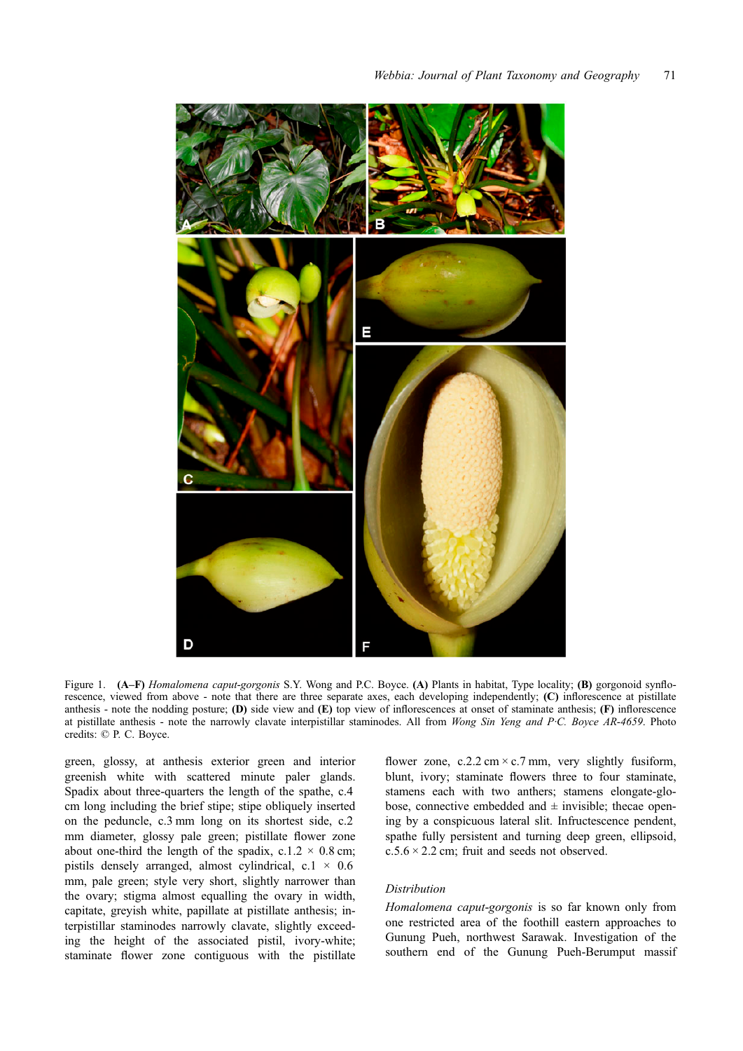Figure 1. **(A–F)** *Homalomena caput-gorgonis* S.Y. Wong and P.C. Boyce. **(A)** Plants in habitat, Type locality; **(B)** gorgonoid synflorescence, viewed from above - note that there are three separate axes, each developing independently; **(C)** inflorescence at pistillate anthesis - note the nodding posture; **(D)** side view and **(E)** top view of inflorescences at onset of staminate anthesis; **(F)** inflorescence at pistillate anthesis - note the narrowly clavate interpistillar staminodes. All from *Wong Sin Yeng and P.C. Boyce AR-4659*. Photo credits: © P. C. Boyce.

green, glossy, at anthesis exterior green and interior greenish white with scattered minute paler glands. Spadix about three-quarters the length of the spathe, c.4 cm long including the brief stipe; stipe obliquely inserted on the peduncle, c.3 mm long on its shortest side, c.2 mm diameter, glossy pale green; pistillate flower zone about one-third the length of the spadix, c.1.2 × 0.8 cm; pistils densely arranged, almost cylindrical, c.1 × 0.6 mm, pale green; style very short, slightly narrower than the ovary; stigma almost equalling the ovary in width, capitate, greyish white, papillate at pistillate anthesis; interpistillar staminodes narrowly clavate, slightly exceeding the height of the associated pistil, ivory-white; staminate flower zone contiguous with the pistillate flower zone, c.2.2 cm × c.7 mm, very slightly fusiform, blunt, ivory; staminate flowers three to four staminate, stamens each with two anthers; stamens elongate-globose, connective embedded and ± invisible; thecae opening by a conspicuous lateral slit. Infructescence pendent, spathe fully persistent and turning deep green, ellipsoid, c.5.6 × 2.2 cm; fruit and seeds not observed.

## Distribution

*Homalomena caput-gorgonis* is so far known only from one restricted area of the foothill eastern approaches to Gunung Pueh, northwest Sarawak. Investigation of the southern end of the Gunung Pueh-Berumput massif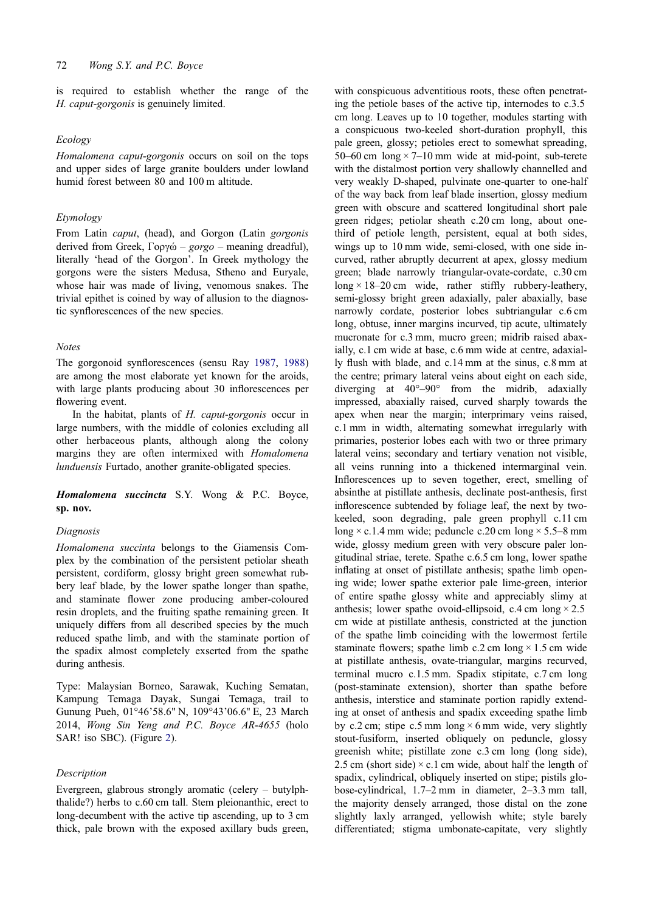is required to establish whether the range of the *H. caput-gorgonis* is genuinely limited.

### Ecology

*Homalomena caput-gorgonis* occurs on soil on the tops and upper sides of large granite boulders under lowland humid forest between 80 and 100 m altitude.

### Etymology

From Latin *caput*, (head), and Gorgon (Latin *gorgonis* derived from Greek, Γοργώ – *gorgo* – meaning dreadful), literally 'head of the Gorgon'. In Greek mythology the gorgons were the sisters Medusa, Stheno and Euryale, whose hair was made of living, venomous snakes. The trivial epithet is coined by way of allusion to the diagnostic synflorescences of the new species.

### Notes

The gorgonoid synflorescences (sensu Ray 1987, 1988) are among the most elaborate yet known for the aroids, with large plants producing about 30 inflorescences per flowering event.

In the habitat, plants of *H. caput-gorgonis* occur in large numbers, with the middle of colonies excluding all other herbaceous plants, although along the colony margins they are often intermixed with *Homalomena lunduensis* Furtado, another granite-obligated species.

## ***Homalomena succincta*** **S.Y. Wong & P.C. Boyce, sp. nov.**

### Diagnosis

*Homalomena succinta* belongs to the Giamensis Complex by the combination of the persistent petiolar sheath persistent, cordiform, glossy bright green somewhat rubbery leaf blade, by the lower spathe longer than spathe, and staminate flower zone producing amber-coloured resin droplets, and the fruiting spathe remaining green. It uniquely differs from all described species by the much reduced spathe limb, and with the staminate portion of the spadix almost completely exserted from the spathe during anthesis.

Type: Malaysian Borneo, Sarawak, Kuching Sematan, Kampung Temaga Dayak, Sungai Temaga, trail to Gunung Pueh, 01°46'58.6" N, 109°43'06.6" E, 23 March 2014, *Wong Sin Yeng and P.C. Boyce AR-4655* (holo SAR! iso SBC). (Figure 2).

### Description

Evergreen, glabrous strongly aromatic (celery – butylphthalide?) herbs to c.60 cm tall. Stem pleionanthic, erect to long-decumbent with the active tip ascending, up to 3 cm thick, pale brown with the exposed axillary buds green, with conspicuous adventitious roots, these often penetrating the petiole bases of the active tip, internodes to c.3.5 cm long. Leaves up to 10 together, modules starting with a conspicuous two-keeled short-duration prophyll, this pale green, glossy; petioles erect to somewhat spreading, 50–60 cm long × 7–10 mm wide at mid-point, sub-terete with the distalmost portion very shallowly channelled and very weakly D-shaped, pulvinate one-quarter to one-half of the way back from leaf blade insertion, glossy medium green with obscure and scattered longitudinal short pale green ridges; petiolar sheath c.20 cm long, about one-third of petiole length, persistent, equal at both sides, wings up to 10 mm wide, semi-closed, with one side incurved, rather abruptly decurrent at apex, glossy medium green; blade narrowly triangular-ovate-cordate, c.30 cm long × 18–20 cm wide, rather stiffly rubbery-leathery, semi-glossy bright green adaxially, paler abaxially, base narrowly cordate, posterior lobes subtriangular c.6 cm long, obtuse, inner margins incurved, tip acute, ultimately mucronate for c.3 mm, mucro green; midrib raised abaxially, c.1 cm wide at base, c.6 mm wide at centre, adaxially flush with blade, and c.14 mm at the sinus, c.8 mm at the centre; primary lateral veins about eight on each side, diverging at 40°–90° from the midrib, adaxially impressed, abaxially raised, curved sharply towards the apex when near the margin; interprimary veins raised, c.1 mm in width, alternating somewhat irregularly with primaries, posterior lobes each with two or three primary lateral veins; secondary and tertiary venation not visible, all veins running into a thickened intermarginal vein. Inflorescences up to seven together, erect, smelling of absinthe at pistillate anthesis, declinate post-anthesis, first inflorescence subtended by foliage leaf, the next by two-keeled, soon degrading, pale green prophyll c.11 cm long × c.1.4 mm wide; peduncle c.20 cm long × 5.5–8 mm wide, glossy medium green with very obscure paler longitudinal striae, terete. Spathe c.6.5 cm long, lower spathe inflating at onset of pistillate anthesis; spathe limb opening wide; lower spathe exterior pale lime-green, interior of entire spathe glossy white and appreciably slimy at anthesis; lower spathe ovoid-ellipsoid, c.4 cm long × 2.5 cm wide at pistillate anthesis, constricted at the junction of the spathe limb coinciding with the lowermost fertile staminate flowers; spathe limb c.2 cm long × 1.5 cm wide at pistillate anthesis, ovate-triangular, margins recurved, terminal mucro c.1.5 mm. Spadix stipitate, c.7 cm long (post-staminate extension), shorter than spathe before anthesis, interstice and staminate portion rapidly extending at onset of anthesis and spadix exceeding spathe limb by c.2 cm; stipe c.5 mm long × 6 mm wide, very slightly stout-fusiform, inserted obliquely on peduncle, glossy greenish white; pistillate zone c.3 cm long (long side), 2.5 cm (short side) × c.1 cm wide, about half the length of spadix, cylindrical, obliquely inserted on stipe; pistils globose-cylindrical, 1.7–2 mm in diameter, 2–3.3 mm tall, the majority densely arranged, those distal on the zone slightly laxly arranged, yellowish white; style barely differentiated; stigma umbonate-capitate, very slightly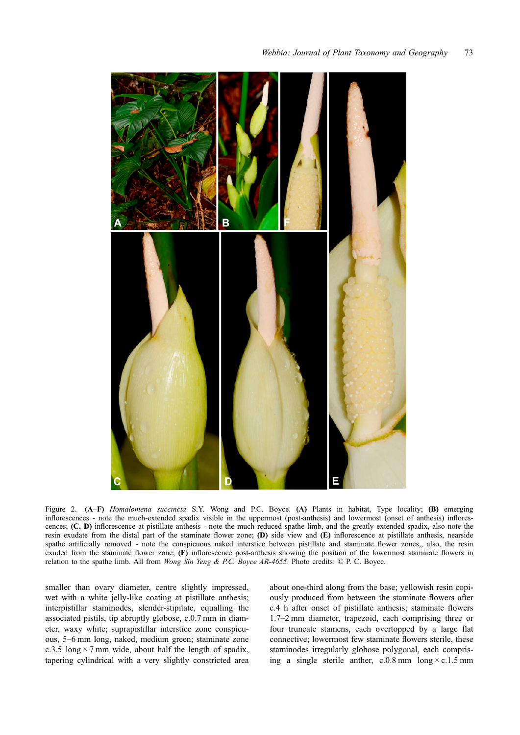Figure 2. **(A–F)** *Homalomena succincta* S.Y. Wong and P.C. Boyce. **(A)** Plants in habitat, Type locality; **(B)** emerging inflorescences - note the much-extended spadix visible in the uppermost (post-anthesis) and lowermost (onset of anthesis) inflorescences; **(C, D)** inflorescence at pistillate anthesis - note the much reduced spathe limb, and the greatly extended spadix, also note the resin exudate from the distal part of the staminate flower zone; **(D)** side view and **(E)** inflorescence at pistillate anthesis, nearside spathe artificially removed - note the conspicuous naked interstice between pistillate and staminate flower zones,, also, the resin exuded from the staminate flower zone; **(F)** inflorescence post-anthesis showing the position of the lowermost staminate flowers in relation to the spathe limb. All from *Wong Sin Yeng & P.C. Boyce AR-4655*. Photo credits: © P. C. Boyce.

smaller than ovary diameter, centre slightly impressed, wet with a white jelly-like coating at pistillate anthesis; interpistillar staminodes, slender-stipitate, equalling the associated pistils, tip abruptly globose, c.0.7 mm in diameter, waxy white; suprapistillar interstice zone conspicuous, 5–6 mm long, naked, medium green; staminate zone c.3.5 long × 7 mm wide, about half the length of spadix, tapering cylindrical with a very slightly constricted area about one-third along from the base; yellowish resin copiously produced from between the staminate flowers after c.4 h after onset of pistillate anthesis; staminate flowers 1.7–2 mm diameter, trapezoid, each comprising three or four truncate stamens, each overtopped by a large flat connective; lowermost few staminate flowers sterile, these staminodes irregularly globose polygonal, each comprising a single sterile anther, c.0.8 mm long × c.1.5 mm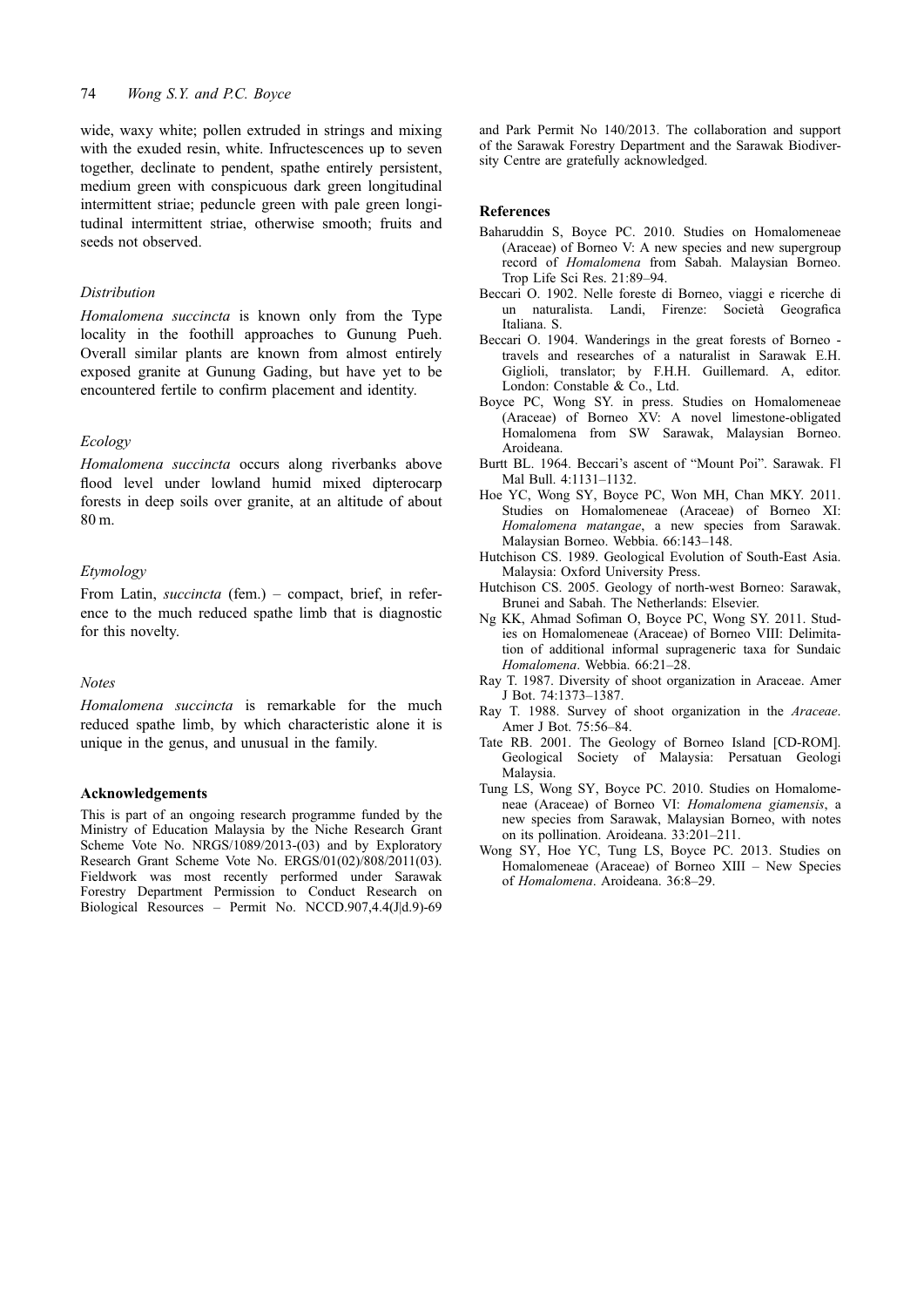wide, waxy white; pollen extruded in strings and mixing with the exuded resin, white. Infructescences up to seven together, declinate to pendent, spathe entirely persistent, medium green with conspicuous dark green longitudinal intermittent striae; peduncle green with pale green longitudinal intermittent striae, otherwise smooth; fruits and seeds not observed.

### *Distribution*

*Homalomena succincta* is known only from the Type locality in the foothill approaches to Gunung Pueh. Overall similar plants are known from almost entirely exposed granite at Gunung Gading, but have yet to be encountered fertile to confirm placement and identity.

### *Ecology*

*Homalomena succincta* occurs along riverbanks above flood level under lowland humid mixed dipterocarp forests in deep soils over granite, at an altitude of about 80 m.

### *Etymology*

From Latin, *succincta* (fem.) – compact, brief, in reference to the much reduced spathe limb that is diagnostic for this novelty.

### *Notes*

*Homalomena succincta* is remarkable for the much reduced spathe limb, by which characteristic alone it is unique in the genus, and unusual in the family.

## Acknowledgements

This is part of an ongoing research programme funded by the Ministry of Education Malaysia by the Niche Research Grant Scheme Vote No. NRGS/1089/2013-(03) and by Exploratory Research Grant Scheme Vote No. ERGS/01(02)/808/2011(03). Fieldwork was most recently performed under Sarawak Forestry Department Permission to Conduct Research on Biological Resources – Permit No. NCCD.907,4.4(J|d.9)-69 and Park Permit No 140/2013. The collaboration and support of the Sarawak Forestry Department and the Sarawak Biodiversity Centre are gratefully acknowledged.

## References

Baharuddin S, Boyce PC. 2010. Studies on Homalomeneae (Araceae) of Borneo V: A new species and new supergroup record of *Homalomena* from Sabah. Malaysian Borneo. Trop Life Sci Res. 21:89–94.

Beccari O. 1902. Nelle foreste di Borneo, viaggi e ricerche di un naturalista. Landi, Firenze: Società Geografica Italiana. S.

Beccari O. 1904. Wanderings in the great forests of Borneo - travels and researches of a naturalist in Sarawak E.H. Giglioli, translator; by F.H.H. Guillemard. A, editor. London: Constable & Co., Ltd.

Boyce PC, Wong SY. in press. Studies on Homalomeneae (Araceae) of Borneo XV: A novel limestone-obligated Homalomena from SW Sarawak, Malaysian Borneo. Aroideana.

Burtt BL. 1964. Beccari's ascent of "Mount Poi". Sarawak. Fl Mal Bull. 4:1131–1132.

Hoe YC, Wong SY, Boyce PC, Won MH, Chan MKY. 2011. Studies on Homalomeneae (Araceae) of Borneo XI: *Homalomena matangae*, a new species from Sarawak. Malaysian Borneo. Webbia. 66:143–148.

Hutchison CS. 1989. Geological Evolution of South-East Asia. Malaysia: Oxford University Press.

Hutchison CS. 2005. Geology of north-west Borneo: Sarawak, Brunei and Sabah. The Netherlands: Elsevier.

Ng KK, Ahmad Sofiman O, Boyce PC, Wong SY. 2011. Studies on Homalomeneae (Araceae) of Borneo VIII: Delimitation of additional informal suprageneric taxa for Sundaic *Homalomena*. Webbia. 66:21–28.

Ray T. 1987. Diversity of shoot organization in Araceae. Amer J Bot. 74:1373–1387.

Ray T. 1988. Survey of shoot organization in the *Araceae*. Amer J Bot. 75:56–84.

Tate RB. 2001. The Geology of Borneo Island [CD-ROM]. Geological Society of Malaysia: Persatuan Geologi Malaysia.

Tung LS, Wong SY, Boyce PC. 2010. Studies on Homalomeneae (Araceae) of Borneo VI: *Homalomena giamensis*, a new species from Sarawak, Malaysian Borneo, with notes on its pollination. Aroideana. 33:201–211.

Wong SY, Hoe YC, Tung LS, Boyce PC. 2013. Studies on Homalomeneae (Araceae) of Borneo XIII – New Species of *Homalomena*. Aroideana. 36:8–29.